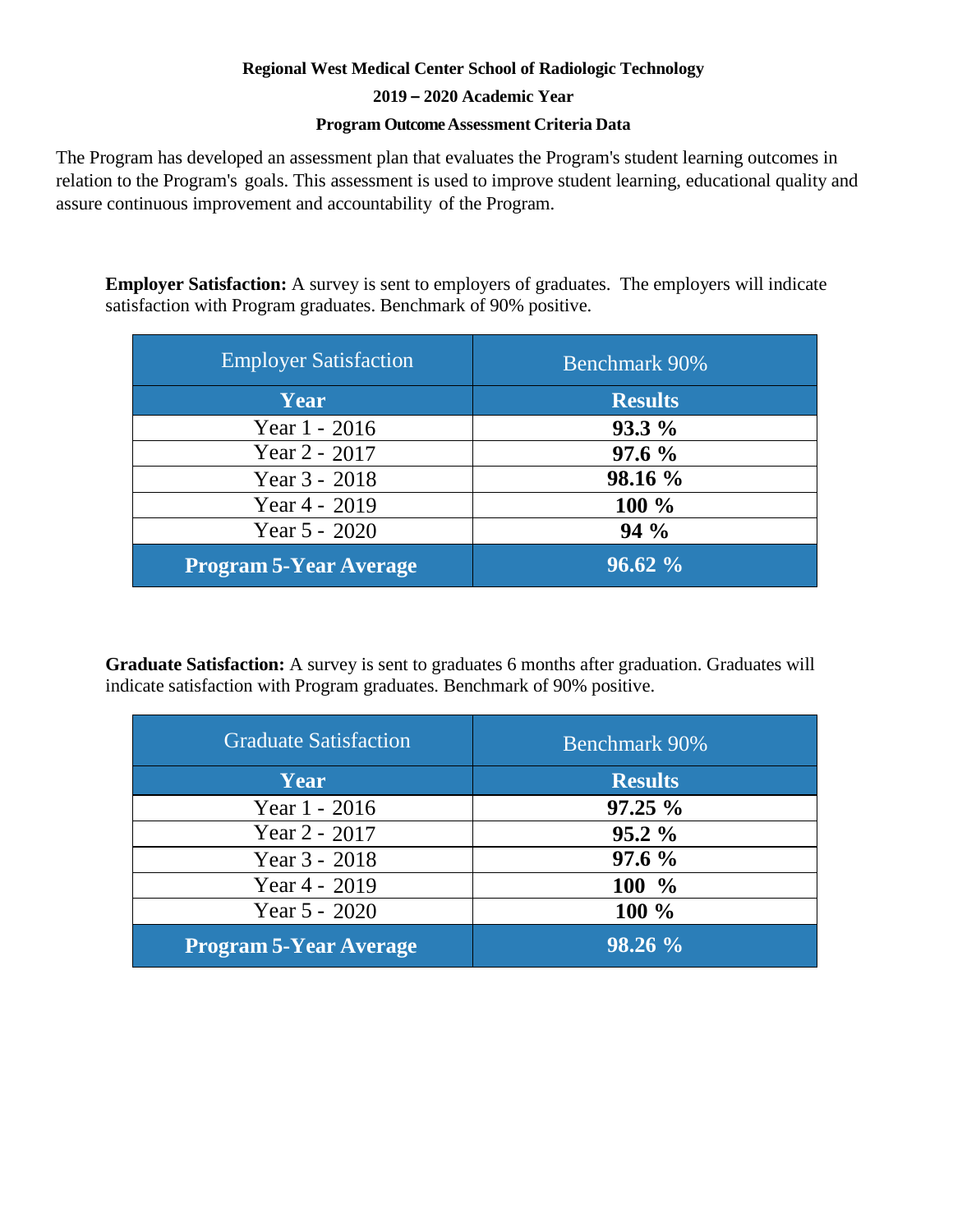**Regional West Medical Center School of Radiologic Technology**

**2019 – 2020 Academic Year**

**Program Outcome Assessment Criteria Data**

The Program has developed an assessment plan that evaluates the Program's student learning outcomes in relation to the Program's goals. This assessment is used to improve student learning, educational quality and assure continuous improvement and accountability of the Program.

**Employer Satisfaction:** A survey is sent to employers of graduates. The employers will indicate satisfaction with Program graduates. Benchmark of 90% positive.

| Employer Satisfaction | Benchmark 90% |
|---|---|
| **Year** | **Results** |
| Year 1 - 2016 | **93.3 %** |
| Year 2 - 2017 | **97.6 %** |
| Year 3 - 2018 | **98.16 %** |
| Year 4 - 2019 | **100 %** |
| Year 5 - 2020 | **94 %** |
| **Program 5-Year Average** | **96.62 %** |

**Graduate Satisfaction:** A survey is sent to graduates 6 months after graduation. Graduates will indicate satisfaction with Program graduates. Benchmark of 90% positive.

| Graduate Satisfaction | Benchmark 90% |
|---|---|
| **Year** | **Results** |
| Year 1 - 2016 | **97.25 %** |
| Year 2 - 2017 | **95.2 %** |
| Year 3 - 2018 | **97.6 %** |
| Year 4 - 2019 | **100 %** |
| Year 5 - 2020 | **100 %** |
| **Program 5-Year Average** | **98.26 %** |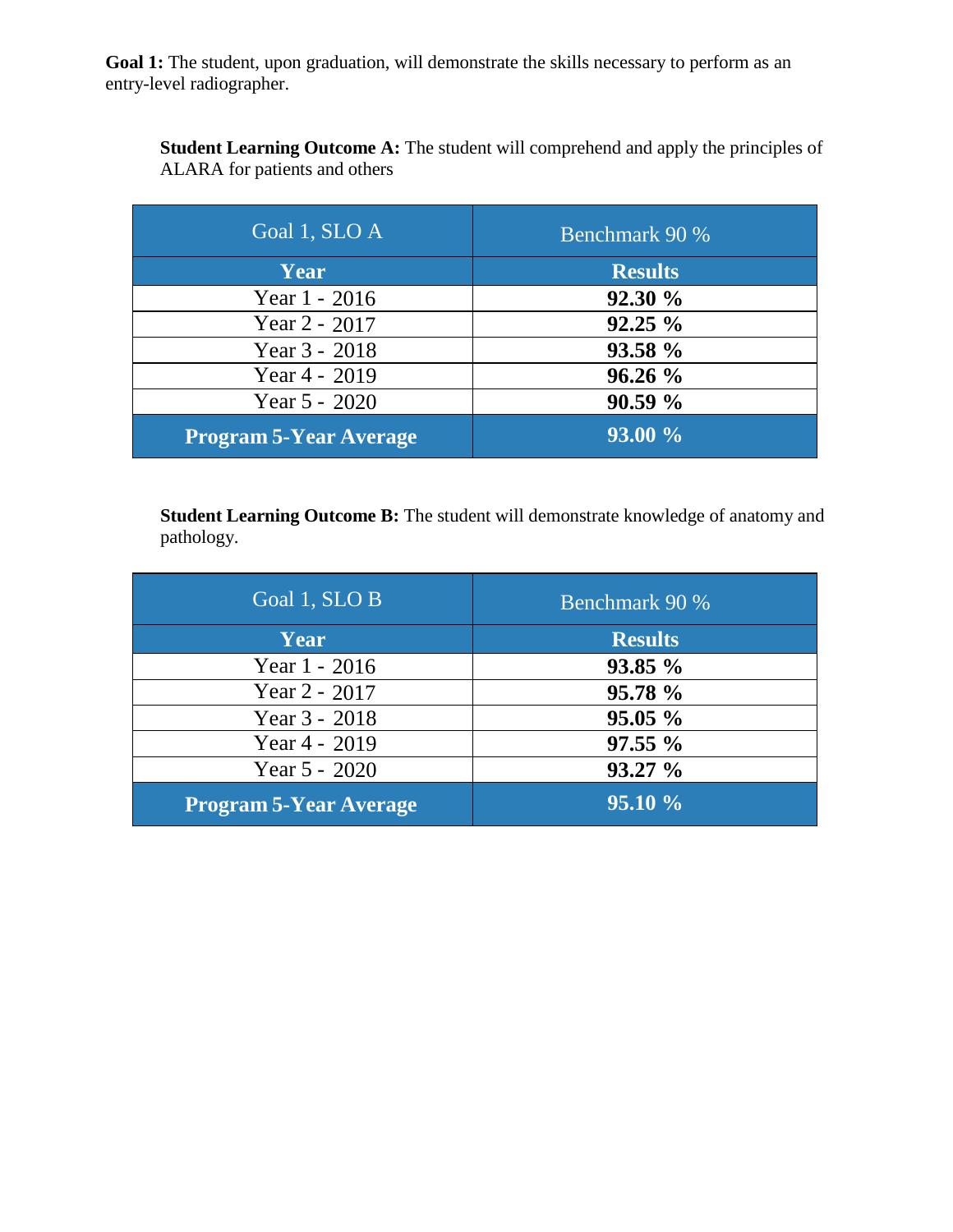**Goal 1:** The student, upon graduation, will demonstrate the skills necessary to perform as an entry-level radiographer.

**Student Learning Outcome A:** The student will comprehend and apply the principles of ALARA for patients and others

| Goal 1, SLO A | Benchmark 90 % |
|---|---|
| **Year** | **Results** |
| Year 1 - 2016 | **92.30 %** |
| Year 2 - 2017 | **92.25 %** |
| Year 3 - 2018 | **93.58 %** |
| Year 4 - 2019 | **96.26 %** |
| Year 5 - 2020 | **90.59 %** |
| **Program 5-Year Average** | **93.00 %** |

**Student Learning Outcome B:** The student will demonstrate knowledge of anatomy and pathology.

| Goal 1, SLO B | Benchmark 90 % |
|---|---|
| **Year** | **Results** |
| Year 1 - 2016 | **93.85 %** |
| Year 2 - 2017 | **95.78 %** |
| Year 3 - 2018 | **95.05 %** |
| Year 4 - 2019 | **97.55 %** |
| Year 5 - 2020 | **93.27 %** |
| **Program 5-Year Average** | **95.10 %** |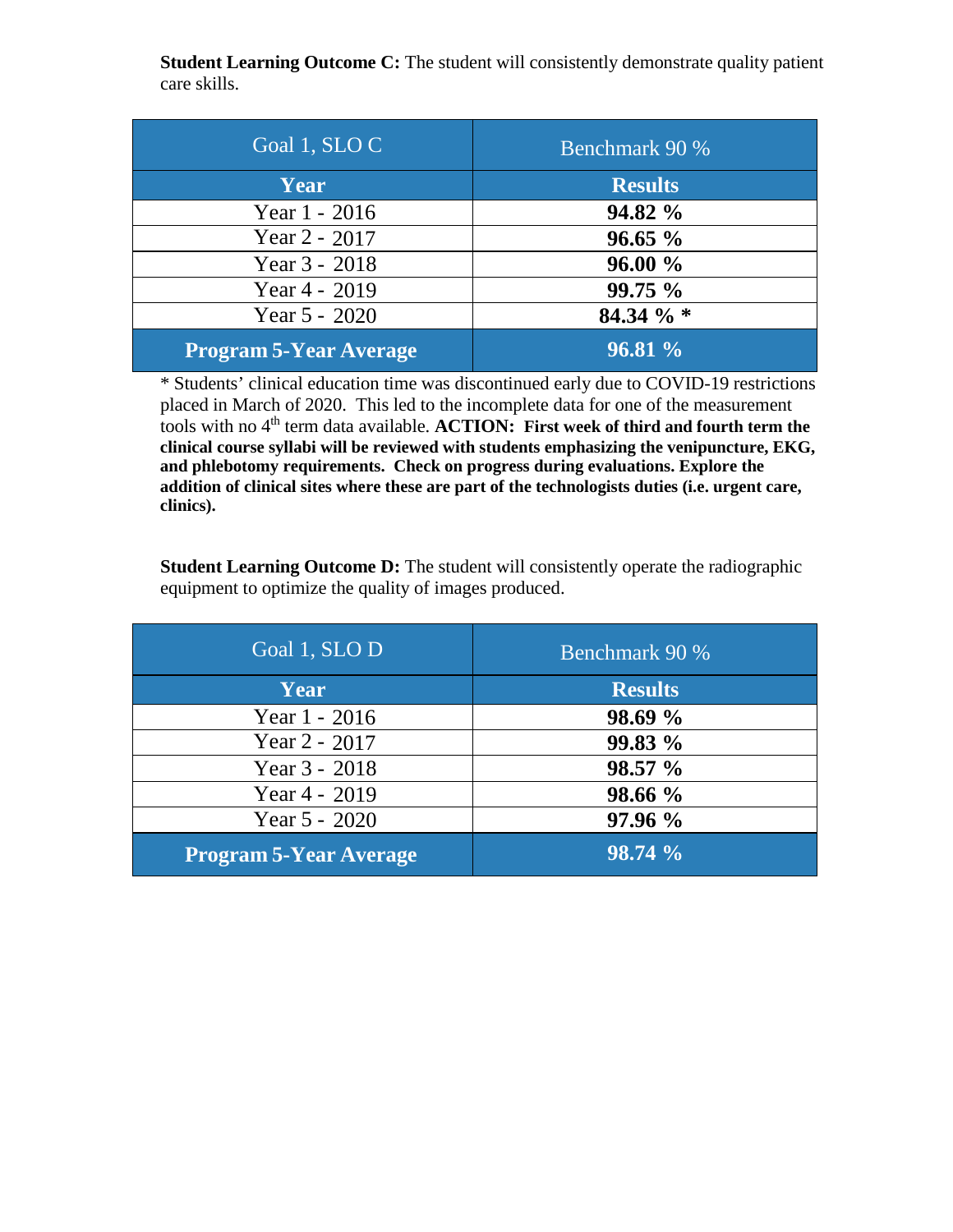**Student Learning Outcome C:** The student will consistently demonstrate quality patient care skills.

| Goal 1, SLO C | Benchmark 90 % |
|---|---|
| **Year** | **Results** |
| Year 1 - 2016 | **94.82 %** |
| Year 2 - 2017 | **96.65 %** |
| Year 3 - 2018 | **96.00 %** |
| Year 4 - 2019 | **99.75 %** |
| Year 5 - 2020 | **84.34 % *** |
| **Program 5-Year Average** | **96.81 %** |

* Students' clinical education time was discontinued early due to COVID-19 restrictions placed in March of 2020. This led to the incomplete data for one of the measurement tools with no 4th term data available. **ACTION: First week of third and fourth term the clinical course syllabi will be reviewed with students emphasizing the venipuncture, EKG, and phlebotomy requirements. Check on progress during evaluations. Explore the addition of clinical sites where these are part of the technologists duties (i.e. urgent care, clinics).**

**Student Learning Outcome D:** The student will consistently operate the radiographic equipment to optimize the quality of images produced.

| Goal 1, SLO D | Benchmark 90 % |
|---|---|
| **Year** | **Results** |
| Year 1 - 2016 | **98.69 %** |
| Year 2 - 2017 | **99.83 %** |
| Year 3 - 2018 | **98.57 %** |
| Year 4 - 2019 | **98.66 %** |
| Year 5 - 2020 | **97.96 %** |
| **Program 5-Year Average** | **98.74 %** |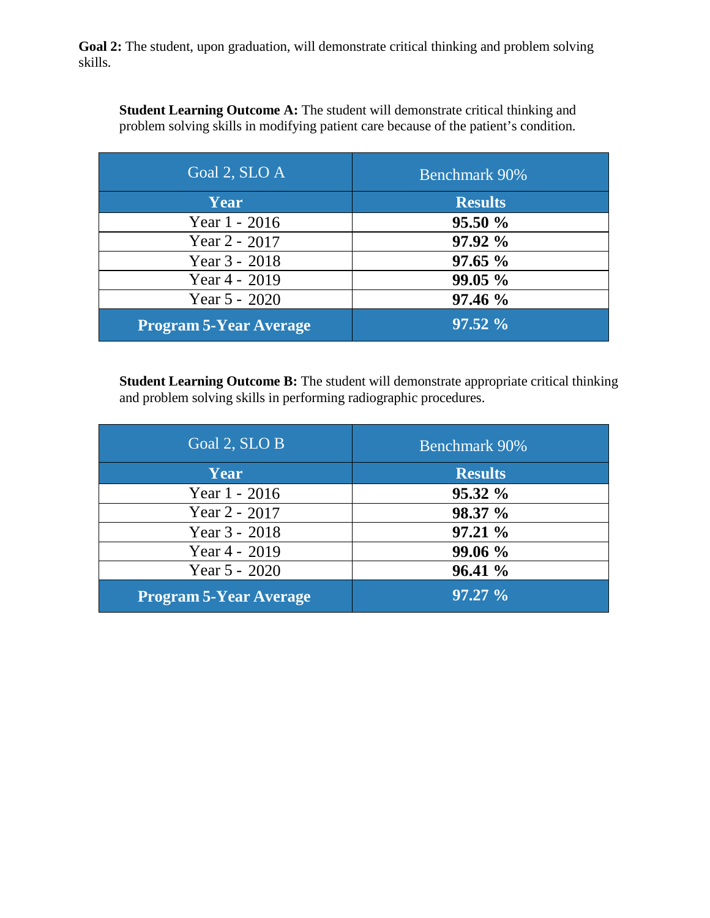**Goal 2:** The student, upon graduation, will demonstrate critical thinking and problem solving skills.

**Student Learning Outcome A:** The student will demonstrate critical thinking and problem solving skills in modifying patient care because of the patient's condition.

| Goal 2, SLO A | Benchmark 90% |
|---|---|
| **Year** | **Results** |
| Year 1 - 2016 | **95.50 %** |
| Year 2 - 2017 | **97.92 %** |
| Year 3 - 2018 | **97.65 %** |
| Year 4 - 2019 | **99.05 %** |
| Year 5 - 2020 | **97.46 %** |
| **Program 5-Year Average** | **97.52 %** |

**Student Learning Outcome B:** The student will demonstrate appropriate critical thinking and problem solving skills in performing radiographic procedures.

| Goal 2, SLO B | Benchmark 90% |
|---|---|
| **Year** | **Results** |
| Year 1 - 2016 | **95.32 %** |
| Year 2 - 2017 | **98.37 %** |
| Year 3 - 2018 | **97.21 %** |
| Year 4 - 2019 | **99.06 %** |
| Year 5 - 2020 | **96.41 %** |
| **Program 5-Year Average** | **97.27 %** |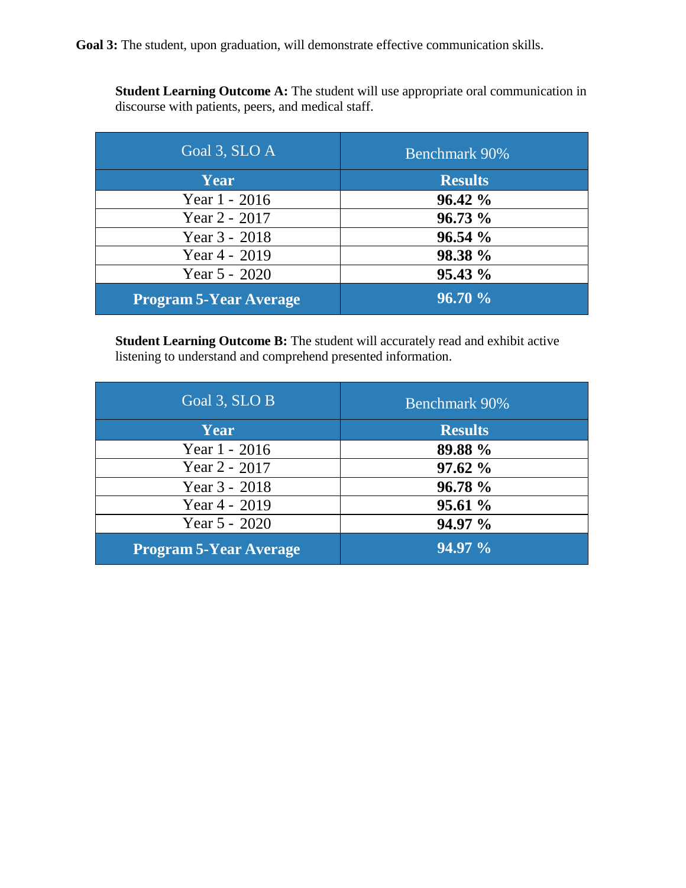**Goal 3:** The student, upon graduation, will demonstrate effective communication skills.

**Student Learning Outcome A:** The student will use appropriate oral communication in discourse with patients, peers, and medical staff.

| Goal 3, SLO A | Benchmark 90% |
|---|---|
| **Year** | **Results** |
| Year 1 - 2016 | **96.42 %** |
| Year 2 - 2017 | **96.73 %** |
| Year 3 - 2018 | **96.54 %** |
| Year 4 - 2019 | **98.38 %** |
| Year 5 - 2020 | **95.43 %** |
| **Program 5-Year Average** | **96.70 %** |

**Student Learning Outcome B:** The student will accurately read and exhibit active listening to understand and comprehend presented information.

| Goal 3, SLO B | Benchmark 90% |
|---|---|
| **Year** | **Results** |
| Year 1 - 2016 | **89.88 %** |
| Year 2 - 2017 | **97.62 %** |
| Year 3 - 2018 | **96.78 %** |
| Year 4 - 2019 | **95.61 %** |
| Year 5 - 2020 | **94.97 %** |
| **Program 5-Year Average** | **94.97 %** |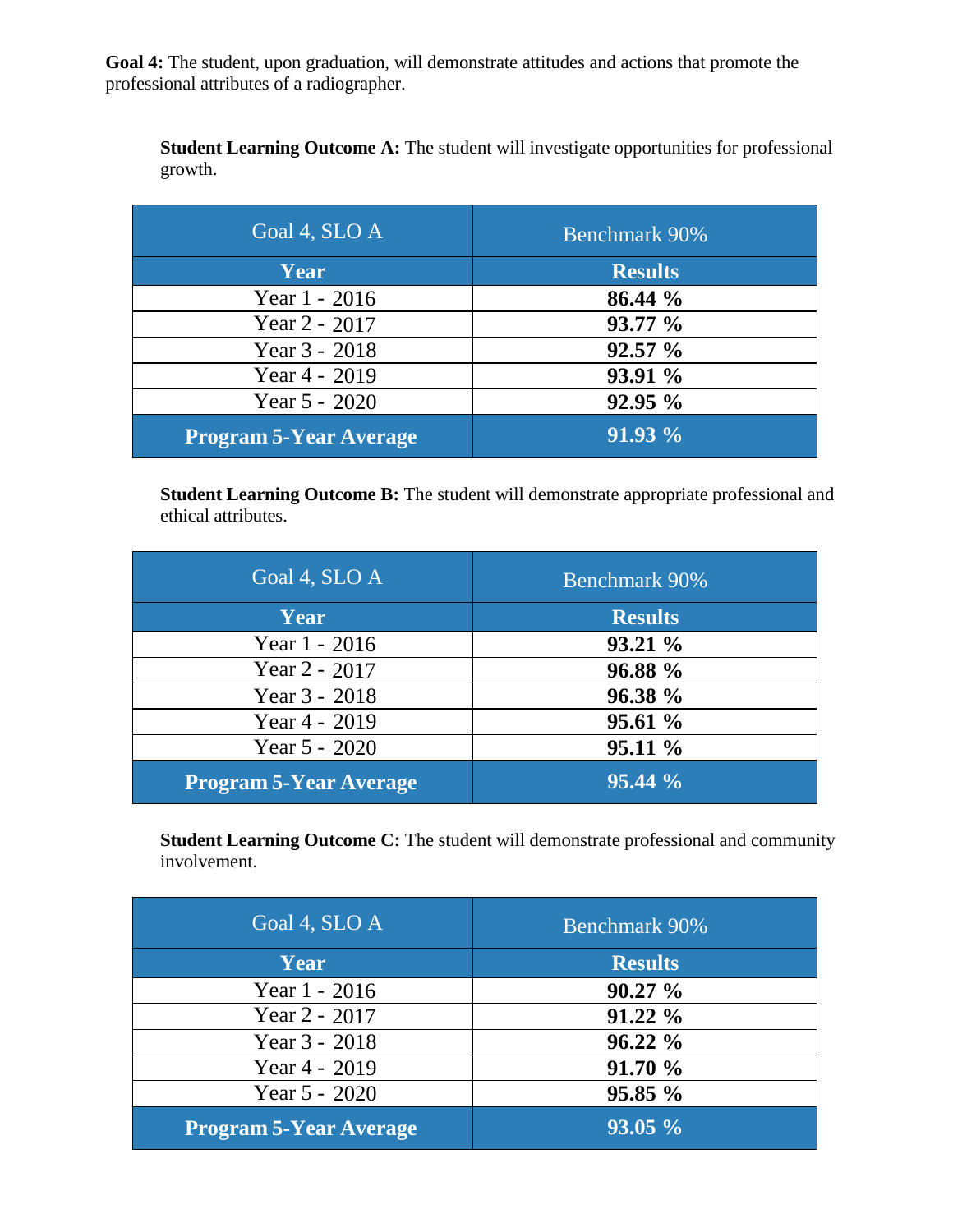**Goal 4:** The student, upon graduation, will demonstrate attitudes and actions that promote the professional attributes of a radiographer.

**Student Learning Outcome A:** The student will investigate opportunities for professional growth.

| Goal 4, SLO A | Benchmark 90% |
|---|---|
| **Year** | **Results** |
| Year 1 - 2016 | **86.44 %** |
| Year 2 - 2017 | **93.77 %** |
| Year 3 - 2018 | **92.57 %** |
| Year 4 - 2019 | **93.91 %** |
| Year 5 - 2020 | **92.95 %** |
| **Program 5-Year Average** | **91.93 %** |

**Student Learning Outcome B:** The student will demonstrate appropriate professional and ethical attributes.

| Goal 4, SLO A | Benchmark 90% |
|---|---|
| **Year** | **Results** |
| Year 1 - 2016 | **93.21 %** |
| Year 2 - 2017 | **96.88 %** |
| Year 3 - 2018 | **96.38 %** |
| Year 4 - 2019 | **95.61 %** |
| Year 5 - 2020 | **95.11 %** |
| **Program 5-Year Average** | **95.44 %** |

**Student Learning Outcome C:** The student will demonstrate professional and community involvement.

| Goal 4, SLO A | Benchmark 90% |
|---|---|
| **Year** | **Results** |
| Year 1 - 2016 | **90.27 %** |
| Year 2 - 2017 | **91.22 %** |
| Year 3 - 2018 | **96.22 %** |
| Year 4 - 2019 | **91.70 %** |
| Year 5 - 2020 | **95.85 %** |
| **Program 5-Year Average** | **93.05 %** |